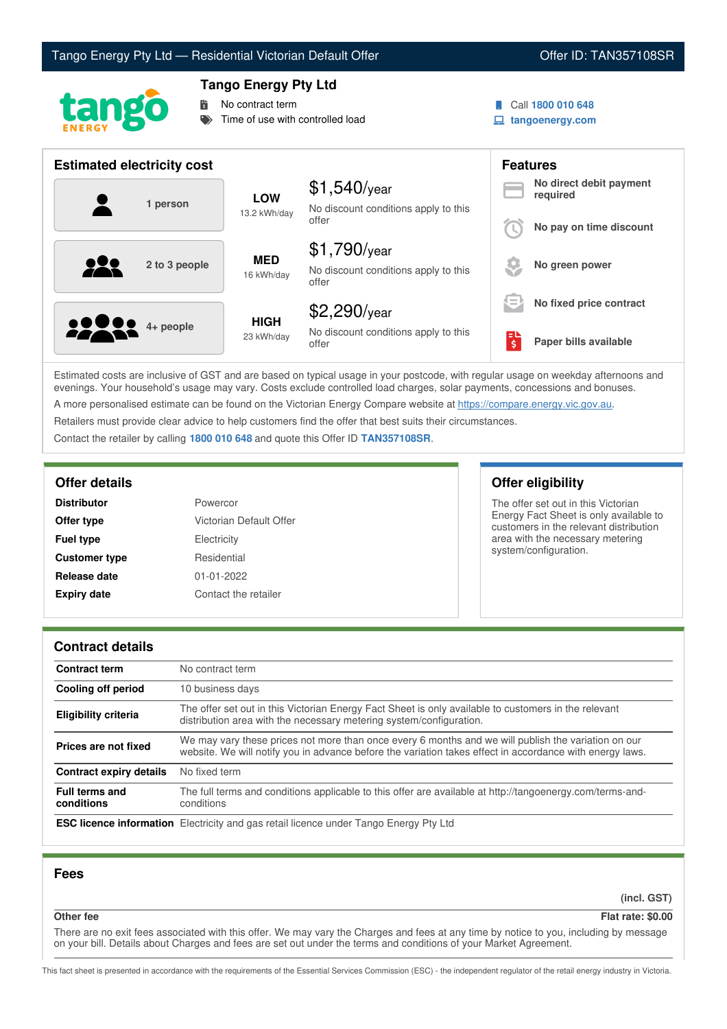# Tango Energy Pty Ltd — Residential Victorian Default Offer

Offer ID: TAN357108SR

## Tango Energy Pty Ltd

- No contract term
- Time of use with controlled load

Call **1800 010 648**
**tangoenergy.com**

## Estimated electricity cost

| Household | Usage | Cost |
|---|---|---|
| 1 person | **LOW** 13.2 kWh/day | $1,540/year<br>No discount conditions apply to this offer |
| 2 to 3 people | **MED** 16 kWh/day | $1,790/year<br>No discount conditions apply to this offer |
| 4+ people | **HIGH** 23 kWh/day | $2,290/year<br>No discount conditions apply to this offer |

## Features

- **No direct debit payment required**
- **No pay on time discount**
- **No green power**
- **No fixed price contract**
- **Paper bills available**

Estimated costs are inclusive of GST and are based on typical usage in your postcode, with regular usage on weekday afternoons and evenings. Your household's usage may vary. Costs exclude controlled load charges, solar payments, concessions and bonuses.

A more personalised estimate can be found on the Victorian Energy Compare website at https://compare.energy.vic.gov.au.

Retailers must provide clear advice to help customers find the offer that best suits their circumstances.

Contact the retailer by calling **1800 010 648** and quote this Offer ID **TAN357108SR**.

## Offer details

| | |
|---|---|
| **Distributor** | Powercor |
| **Offer type** | Victorian Default Offer |
| **Fuel type** | Electricity |
| **Customer type** | Residential |
| **Release date** | 01-01-2022 |
| **Expiry date** | Contact the retailer |

## Offer eligibility

The offer set out in this Victorian Energy Fact Sheet is only available to customers in the relevant distribution area with the necessary metering system/configuration.

## Contract details

| | |
|---|---|
| **Contract term** | No contract term |
| **Cooling off period** | 10 business days |
| **Eligibility criteria** | The offer set out in this Victorian Energy Fact Sheet is only available to customers in the relevant distribution area with the necessary metering system/configuration. |
| **Prices are not fixed** | We may vary these prices not more than once every 6 months and we will publish the variation on our website. We will notify you in advance before the variation takes effect in accordance with energy laws. |
| **Contract expiry details** | No fixed term |
| **Full terms and conditions** | The full terms and conditions applicable to this offer are available at http://tangoenergy.com/terms-and-conditions |
| **ESC licence information** | Electricity and gas retail licence under Tango Energy Pty Ltd |

## Fees

| | (incl. GST) |
|---|---|
| **Other fee** | **Flat rate: $0.00** |

There are no exit fees associated with this offer. We may vary the Charges and fees at any time by notice to you, including by message on your bill. Details about Charges and fees are set out under the terms and conditions of your Market Agreement.

This fact sheet is presented in accordance with the requirements of the Essential Services Commission (ESC) - the independent regulator of the retail energy industry in Victoria.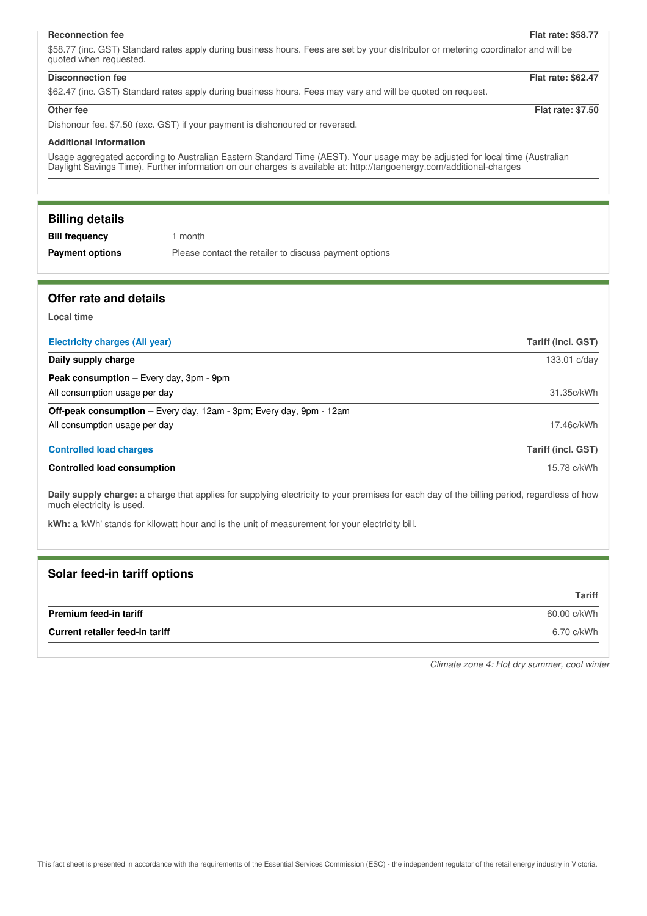**Reconnection fee** — **Flat rate: $58.77**

$58.77 (inc. GST) Standard rates apply during business hours. Fees are set by your distributor or metering coordinator and will be quoted when requested.

**Disconnection fee** — **Flat rate: $62.47**

$62.47 (inc. GST) Standard rates apply during business hours. Fees may vary and will be quoted on request.

**Other fee** — **Flat rate: $7.50**

Dishonour fee. $7.50 (exc. GST) if your payment is dishonoured or reversed.

**Additional information**

Usage aggregated according to Australian Eastern Standard Time (AEST). Your usage may be adjusted for local time (Australian Daylight Savings Time). Further information on our charges is available at: http://tangoenergy.com/additional-charges

## Billing details

| | |
|---|---|
| **Bill frequency** | 1 month |
| **Payment options** | Please contact the retailer to discuss payment options |

## Offer rate and details

Local time

| Electricity charges (All year) | Tariff (incl. GST) |
|---|---|
| **Daily supply charge** | 133.01 c/day |
| **Peak consumption** – Every day, 3pm - 9pm | |
| All consumption usage per day | 31.35c/kWh |
| **Off-peak consumption** – Every day, 12am - 3pm; Every day, 9pm - 12am | |
| All consumption usage per day | 17.46c/kWh |

| Controlled load charges | Tariff (incl. GST) |
|---|---|
| **Controlled load consumption** | 15.78 c/kWh |

**Daily supply charge:** a charge that applies for supplying electricity to your premises for each day of the billing period, regardless of how much electricity is used.

**kWh:** a 'kWh' stands for kilowatt hour and is the unit of measurement for your electricity bill.

## Solar feed-in tariff options

| | Tariff |
|---|---|
| **Premium feed-in tariff** | 60.00 c/kWh |
| **Current retailer feed-in tariff** | 6.70 c/kWh |

*Climate zone 4: Hot dry summer, cool winter*

This fact sheet is presented in accordance with the requirements of the Essential Services Commission (ESC) - the independent regulator of the retail energy industry in Victoria.